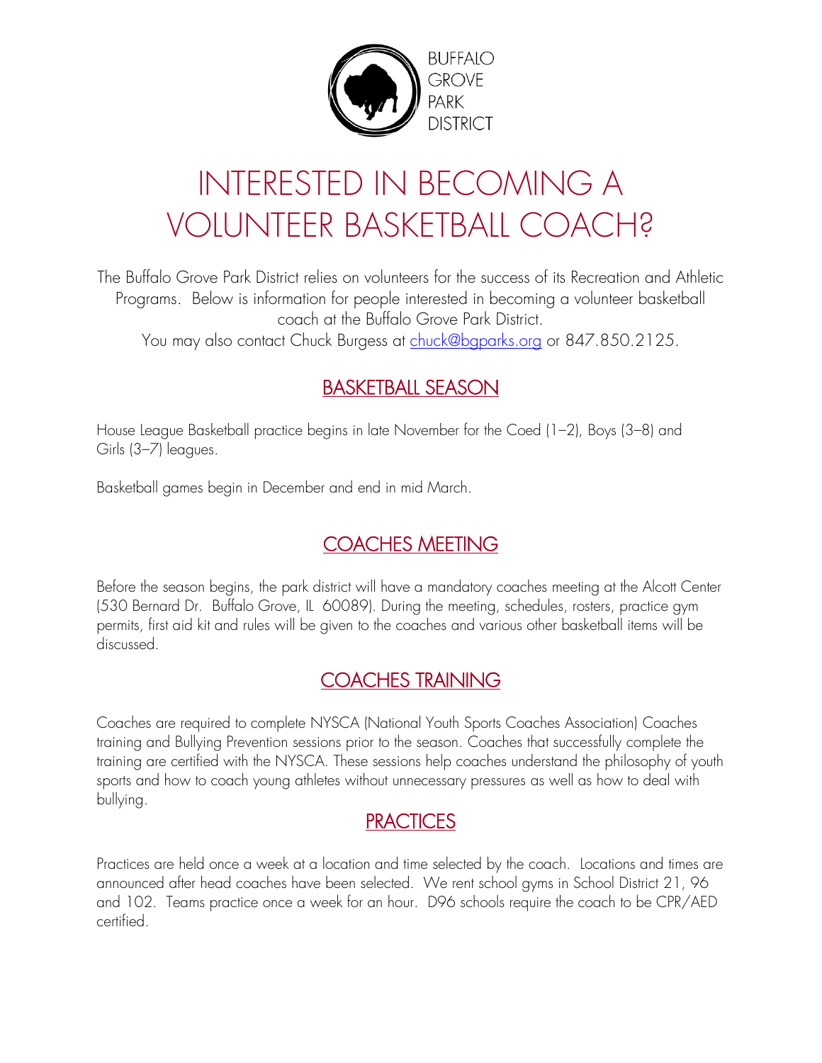BUFFALO GROVE PARK DISTRICT

# INTERESTED IN BECOMING A VOLUNTEER BASKETBALL COACH?

The Buffalo Grove Park District relies on volunteers for the success of its Recreation and Athletic Programs. Below is information for people interested in becoming a volunteer basketball coach at the Buffalo Grove Park District.
You may also contact Chuck Burgess at chuck@bgparks.org or 847.850.2125.

## BASKETBALL SEASON

House League Basketball practice begins in late November for the Coed (1–2), Boys (3–8) and Girls (3–7) leagues.

Basketball games begin in December and end in mid March.

## COACHES MEETING

Before the season begins, the park district will have a mandatory coaches meeting at the Alcott Center (530 Bernard Dr. Buffalo Grove, IL 60089). During the meeting, schedules, rosters, practice gym permits, first aid kit and rules will be given to the coaches and various other basketball items will be discussed.

## COACHES TRAINING

Coaches are required to complete NYSCA (National Youth Sports Coaches Association) Coaches training and Bullying Prevention sessions prior to the season. Coaches that successfully complete the training are certified with the NYSCA. These sessions help coaches understand the philosophy of youth sports and how to coach young athletes without unnecessary pressures as well as how to deal with bullying.

## PRACTICES

Practices are held once a week at a location and time selected by the coach. Locations and times are announced after head coaches have been selected. We rent school gyms in School District 21, 96 and 102. Teams practice once a week for an hour. D96 schools require the coach to be CPR/AED certified.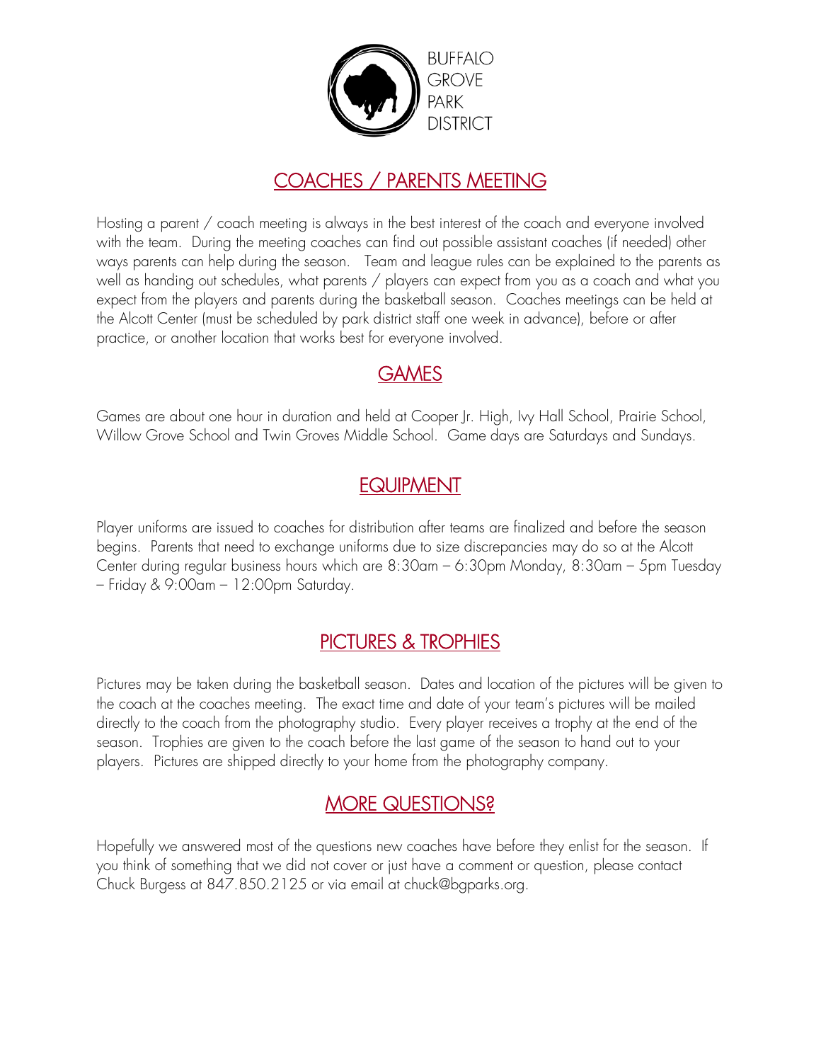BUFFALO GROVE PARK DISTRICT

## COACHES / PARENTS MEETING

Hosting a parent / coach meeting is always in the best interest of the coach and everyone involved with the team. During the meeting coaches can find out possible assistant coaches (if needed) other ways parents can help during the season. Team and league rules can be explained to the parents as well as handing out schedules, what parents / players can expect from you as a coach and what you expect from the players and parents during the basketball season. Coaches meetings can be held at the Alcott Center (must be scheduled by park district staff one week in advance), before or after practice, or another location that works best for everyone involved.

## GAMES

Games are about one hour in duration and held at Cooper Jr. High, Ivy Hall School, Prairie School, Willow Grove School and Twin Groves Middle School. Game days are Saturdays and Sundays.

## EQUIPMENT

Player uniforms are issued to coaches for distribution after teams are finalized and before the season begins. Parents that need to exchange uniforms due to size discrepancies may do so at the Alcott Center during regular business hours which are 8:30am – 6:30pm Monday, 8:30am – 5pm Tuesday – Friday & 9:00am – 12:00pm Saturday.

## PICTURES & TROPHIES

Pictures may be taken during the basketball season. Dates and location of the pictures will be given to the coach at the coaches meeting. The exact time and date of your team's pictures will be mailed directly to the coach from the photography studio. Every player receives a trophy at the end of the season. Trophies are given to the coach before the last game of the season to hand out to your players. Pictures are shipped directly to your home from the photography company.

## MORE QUESTIONS?

Hopefully we answered most of the questions new coaches have before they enlist for the season. If you think of something that we did not cover or just have a comment or question, please contact Chuck Burgess at 847.850.2125 or via email at chuck@bgparks.org.